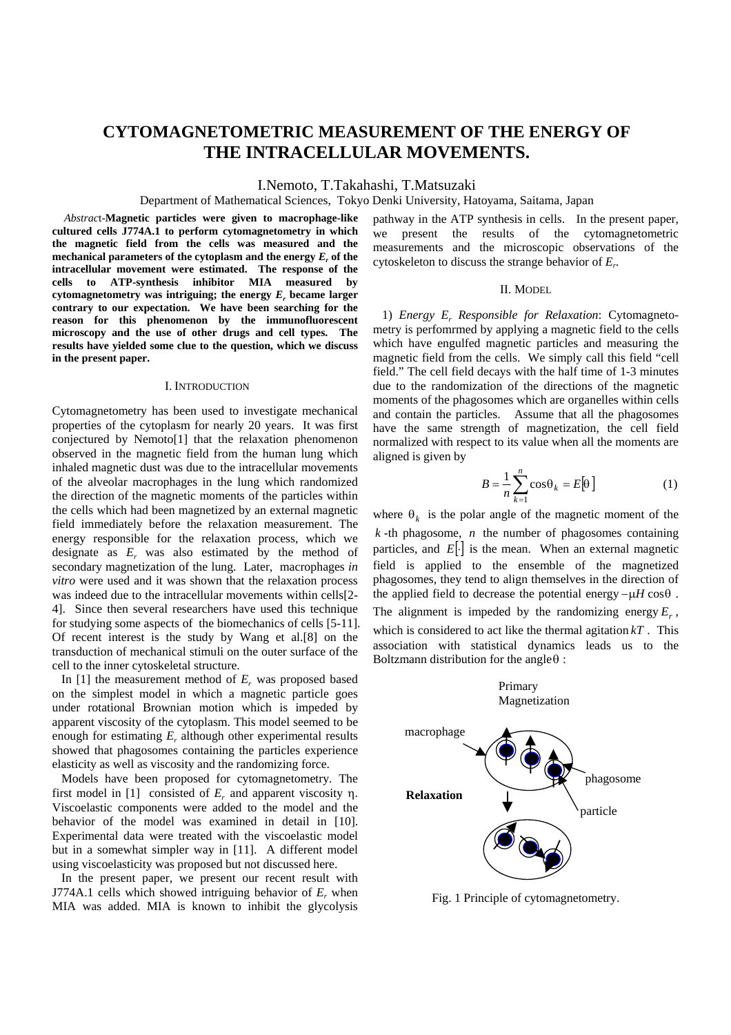# CYTOMAGNETOMETRIC MEASUREMENT OF THE ENERGY OF THE INTRACELLULAR MOVEMENTS.

I.Nemoto, T.Takahashi, T.Matsuzaki

Department of Mathematical Sciences, Tokyo Denki University, Hatoyama, Saitama, Japan

*Abstract*-**Magnetic particles were given to macrophage-like cultured cells J774A.1 to perform cytomagnetometry in which the magnetic field from the cells was measured and the mechanical parameters of the cytoplasm and the energy $E_r$ of the intracellular movement were estimated. The response of the cells to ATP-synthesis inhibitor MIA measured by cytomagnetometry was intriguing; the energy $E_r$ became larger contrary to our expectation. We have been searching for the reason for this phenomenon by the immunofluorescent microscopy and the use of other drugs and cell types. The results have yielded some clue to the question, which we discuss in the present paper.**

## I. INTRODUCTION

Cytomagnetometry has been used to investigate mechanical properties of the cytoplasm for nearly 20 years. It was first conjectured by Nemoto[1] that the relaxation phenomenon observed in the magnetic field from the human lung which inhaled magnetic dust was due to the intracellular movements of the alveolar macrophages in the lung which randomized the direction of the magnetic moments of the particles within the cells which had been magnetized by an external magnetic field immediately before the relaxation measurement. The energy responsible for the relaxation process, which we designate as $E_r$ was also estimated by the method of secondary magnetization of the lung. Later, macrophages *in vitro* were used and it was shown that the relaxation process was indeed due to the intracellular movements within cells[2-4]. Since then several researchers have used this technique for studying some aspects of the biomechanics of cells [5-11]. Of recent interest is the study by Wang et al.[8] on the transduction of mechanical stimuli on the outer surface of the cell to the inner cytoskeletal structure.

In [1] the measurement method of $E_r$ was proposed based on the simplest model in which a magnetic particle goes under rotational Brownian motion which is impeded by apparent viscosity of the cytoplasm. This model seemed to be enough for estimating $E_r$ although other experimental results showed that phagosomes containing the particles experience elasticity as well as viscosity and the randomizing force.

Models have been proposed for cytomagnetometry. The first model in [1] consisted of $E_r$ and apparent viscosity $\eta$. Viscoelastic components were added to the model and the behavior of the model was examined in detail in [10]. Experimental data were treated with the viscoelastic model but in a somewhat simpler way in [11]. A different model using viscoelasticity was proposed but not discussed here.

In the present paper, we present our recent result with J774A.1 cells which showed intriguing behavior of $E_r$ when MIA was added. MIA is known to inhibit the glycolysis pathway in the ATP synthesis in cells. In the present paper, we present the results of the cytomagnetometric measurements and the microscopic observations of the cytoskeleton to discuss the strange behavior of $E_r$.

## II. MODEL

1) *Energy $E_r$ Responsible for Relaxation*: Cytomagnetometry is perfomrmed by applying a magnetic field to the cells which have engulfed magnetic particles and measuring the magnetic field from the cells. We simply call this field "cell field." The cell field decays with the half time of 1-3 minutes due to the randomization of the directions of the magnetic moments of the phagosomes which are organelles within cells and contain the particles. Assume that all the phagosomes have the same strength of magnetization, the cell field normalized with respect to its value when all the moments are aligned is given by

$$B = \frac{1}{n}\sum_{k=1}^{n}\cos\theta_k = E[\theta] \qquad (1)$$

where $\theta_k$ is the polar angle of the magnetic moment of the $k$-th phagosome, $n$ the number of phagosomes containing particles, and $E[\cdot]$ is the mean. When an external magnetic field is applied to the ensemble of the magnetized phagosomes, they tend to align themselves in the direction of the applied field to decrease the potential energy $-\mu H\cos\theta$. The alignment is impeded by the randomizing energy $E_r$, which is considered to act like the thermal agitation $kT$. This association with statistical dynamics leads us to the Boltzmann distribution for the angle $\theta$:

Fig. 1 Principle of cytomagnetometry.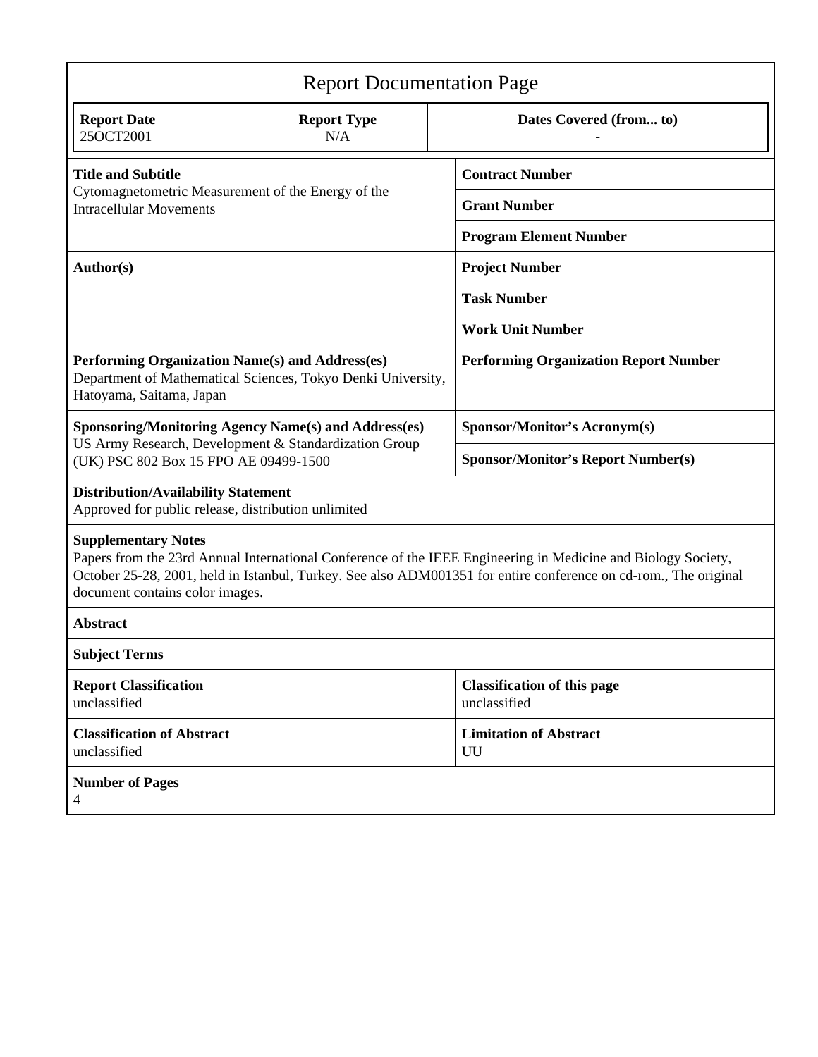# Report Documentation Page

| Report Date | Report Type | Dates Covered (from... to) |
|---|---|---|
| 25OCT2001 | N/A | - |

| | |
|---|---|
| **Title and Subtitle**<br>Cytomagnetometric Measurement of the Energy of the Intracellular Movements | **Contract Number** |
| | **Grant Number** |
| | **Program Element Number** |
| **Author(s)** | **Project Number** |
| | **Task Number** |
| | **Work Unit Number** |
| **Performing Organization Name(s) and Address(es)**<br>Department of Mathematical Sciences, Tokyo Denki University, Hatoyama, Saitama, Japan | **Performing Organization Report Number** |
| **Sponsoring/Monitoring Agency Name(s) and Address(es)**<br>US Army Research, Development & Standardization Group (UK) PSC 802 Box 15 FPO AE 09499-1500 | **Sponsor/Monitor's Acronym(s)** |
| | **Sponsor/Monitor's Report Number(s)** |

**Distribution/Availability Statement**
Approved for public release, distribution unlimited

**Supplementary Notes**
Papers from the 23rd Annual International Conference of the IEEE Engineering in Medicine and Biology Society, October 25-28, 2001, held in Istanbul, Turkey. See also ADM001351 for entire conference on cd-rom., The original document contains color images.

**Abstract**

**Subject Terms**

| | |
|---|---|
| **Report Classification**<br>unclassified | **Classification of this page**<br>unclassified |
| **Classification of Abstract**<br>unclassified | **Limitation of Abstract**<br>UU |

**Number of Pages**
4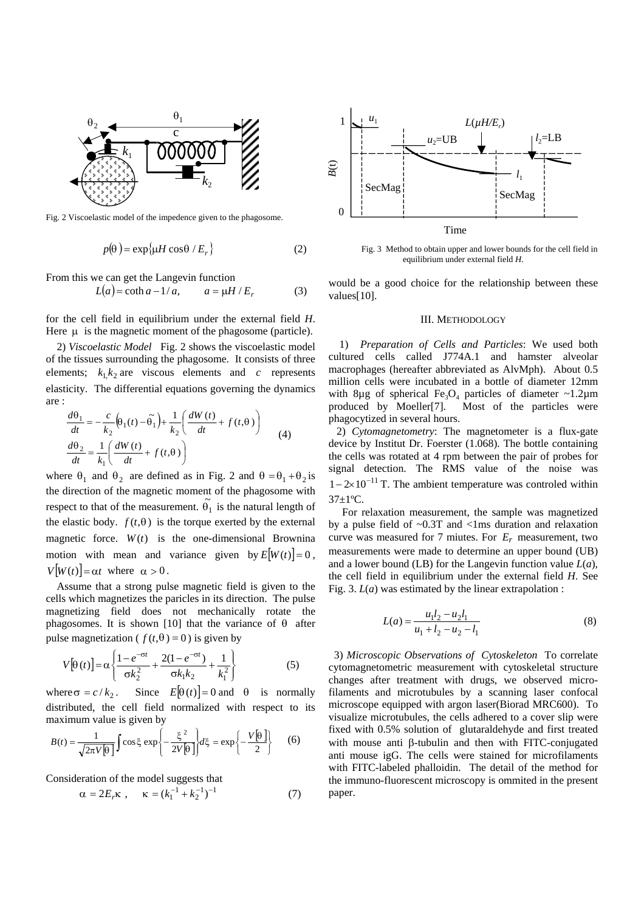Fig. 2 Viscoelastic model of the impedence given to the phagosome.

$$p(\theta) = \exp\{\mu H \cos\theta / E_r\} \qquad (2)$$

From this we can get the Langevin function

$$L(a) = \coth a - 1/a, \qquad a = \mu H / E_r \qquad (3)$$

for the cell field in equilibrium under the external field *H*. Here $\mu$ is the magnetic moment of the phagosome (particle).

2) *Viscoelastic Model* Fig. 2 shows the viscoelastic model of the tissues surrounding the phagosome. It consists of three elements; $k_1, k_2$ are viscous elements and $c$ represents elasticity. The differential equations governing the dynamics are :

$$\frac{d\theta_1}{dt} = -\frac{c}{k_2}\left(\theta_1(t) - \tilde{\theta}_1\right) + \frac{1}{k_2}\left(\frac{dW(t)}{dt} + f(t,\theta)\right)$$
$$\frac{d\theta_2}{dt} = \frac{1}{k_1}\left(\frac{dW(t)}{dt} + f(t,\theta)\right) \qquad (4)$$

where $\theta_1$ and $\theta_2$ are defined as in Fig. 2 and $\theta = \theta_1 + \theta_2$ is the direction of the magnetic moment of the phagosome with respect to that of the measurement. $\tilde{\theta}_1$ is the natural length of the elastic body. $f(t,\theta)$ is the torque exerted by the external magnetic force. $W(t)$ is the one-dimensional Brownina motion with mean and variance given by $E[W(t)] = 0$, $V[W(t)] = \alpha t$ where $\alpha > 0$.

Assume that a strong pulse magnetic field is given to the cells which magnetizes the paricles in its direction. The pulse magnetizing field does not mechanically rotate the phagosomes. It is shown [10] that the variance of $\theta$ after pulse magnetization ( $f(t,\theta) = 0$ ) is given by

$$V[\theta(t)] = \alpha\left\{\frac{1-e^{-\sigma t}}{\sigma k_2^2} + \frac{2(1-e^{-\sigma t})}{\sigma k_1 k_2} + \frac{1}{k_1^2}\right\} \qquad (5)$$

where $\sigma = c/k_2$. Since $E[\theta(t)] = 0$ and $\theta$ is normally distributed, the cell field normalized with respect to its maximum value is given by

$$B(t) = \frac{1}{\sqrt{2\pi V[\theta]}}\int \cos\xi \exp\left\{-\frac{\xi^2}{2V[\theta]}\right\}d\xi = \exp\left\{-\frac{V[\theta]}{2}\right\} \qquad (6)$$

Consideration of the model suggests that

$$\alpha = 2E_r\kappa, \qquad \kappa = (k_1^{-1} + k_2^{-1})^{-1} \qquad (7)$$

would be a good choice for the relationship between these values[10].

## III. Methodology

1) *Preparation of Cells and Particles*: We used both cultured cells called J774A.1 and hamster alveolar macrophages (hereafter abbreviated as AlvMph). About 0.5 million cells were incubated in a bottle of diameter 12mm with 8μg of spherical $Fe_3O_4$ particles of diameter ~1.2μm produced by Moeller[7]. Most of the particles were phagocytized in several hours.

2) *Cytomagnetometry*: The magnetometer is a flux-gate device by Institut Dr. Foerster (1.068). The bottle containing the cells was rotated at 4 rpm between the pair of probes for signal detection. The RMS value of the noise was $1-2\times10^{-11}$ T. The ambient temperature was controled within 37±1ºC.

For relaxation measurement, the sample was magnetized by a pulse field of ~0.3T and <1ms duration and relaxation curve was measured for 7 miutes. For $E_r$ measurement, two measurements were made to determine an upper bound (UB) and a lower bound (LB) for the Langevin function value *L*(*a*), the cell field in equilibrium under the external field *H*. See Fig. 3. *L*(*a*) was estimated by the linear extrapolation :

$$L(a) = \frac{u_1 l_2 - u_2 l_1}{u_1 + l_2 - u_2 - l_1} \qquad (8)$$

Fig. 3 Method to obtain upper and lower bounds for the cell field in equilibrium under external field *H*.

3) *Microscopic Observations of Cytoskeleton* To correlate cytomagnetometric measurement with cytoskeletal structure changes after treatment with drugs, we observed micro-filaments and microtubules by a scanning laser confocal microscope equipped with argon laser(Biorad MRC600). To visualize microtubules, the cells adhered to a cover slip were fixed with 0.5% solution of glutaraldehyde and first treated with mouse anti β-tubulin and then with FITC-conjugated anti mouse igG. The cells were stained for microfilaments with FITC-labeled phalloidin. The detail of the method for the immuno-fluorescent microscopy is ommited in the present paper.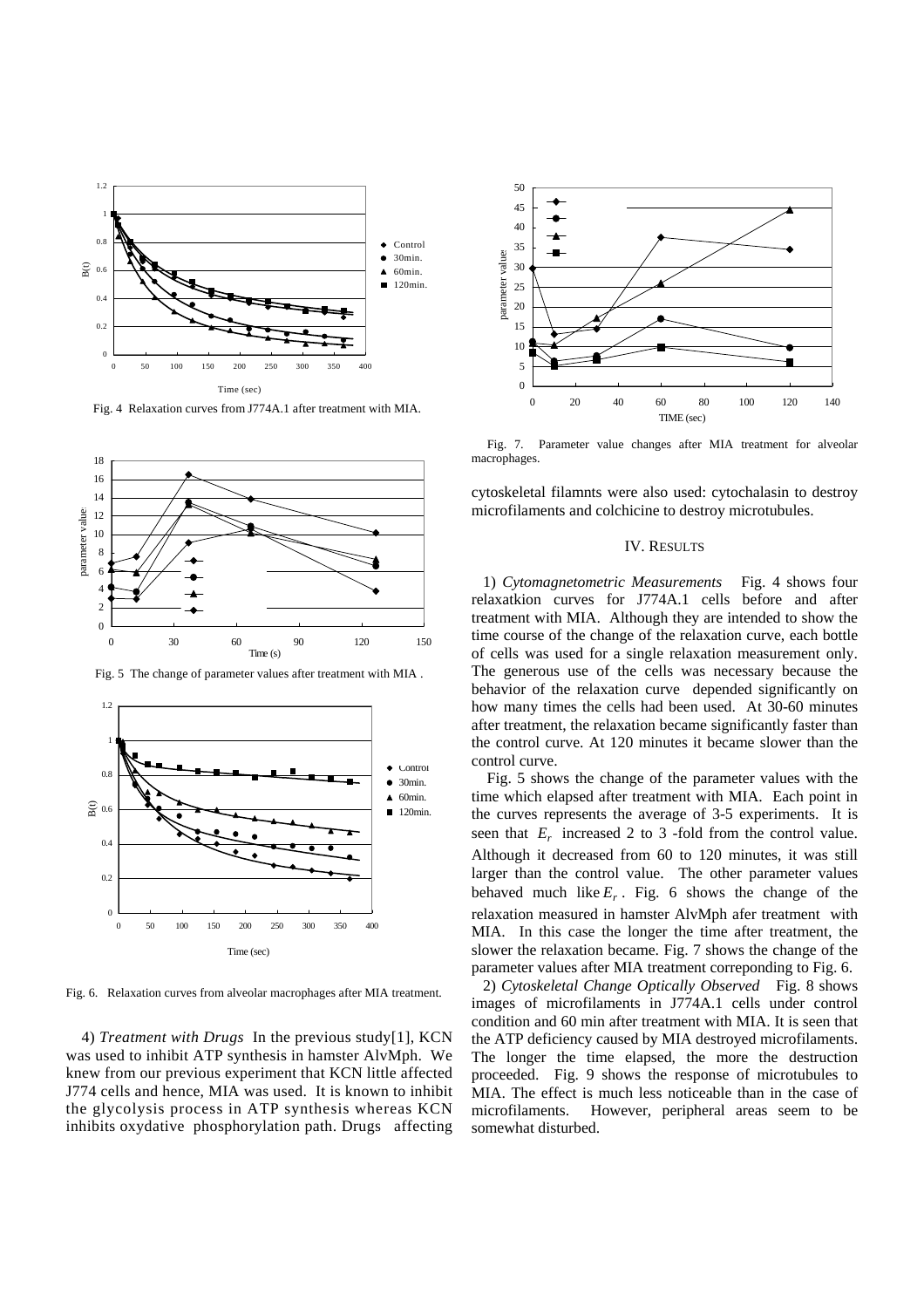Fig. 4 Relaxation curves from J774A.1 after treatment with MIA.

Fig. 5 The change of parameter values after treatment with MIA .

Fig. 6. Relaxation curves from alveolar macrophages after MIA treatment.

4) *Treatment with Drugs* In the previous study[1], KCN was used to inhibit ATP synthesis in hamster AlvMph. We knew from our previous experiment that KCN little affected J774 cells and hence, MIA was used. It is known to inhibit the glycolysis process in ATP synthesis whereas KCN inhibits oxydative phosphorylation path. Drugs affecting cytoskeletal filamnts were also used: cytochalasin to destroy microfilaments and colchicine to destroy microtubules.

Fig. 7. Parameter value changes after MIA treatment for alveolar macrophages.

## IV. Results

1) *Cytomagnetometric Measurements* Fig. 4 shows four relaxatkion curves for J774A.1 cells before and after treatment with MIA. Although they are intended to show the time course of the change of the relaxation curve, each bottle of cells was used for a single relaxation measurement only. The generous use of the cells was necessary because the behavior of the relaxation curve depended significantly on how many times the cells had been used. At 30-60 minutes after treatment, the relaxation became significantly faster than the control curve. At 120 minutes it became slower than the control curve.

Fig. 5 shows the change of the parameter values with the time which elapsed after treatment with MIA. Each point in the curves represents the average of 3-5 experiments. It is seen that $E_r$ increased 2 to 3 -fold from the control value. Although it decreased from 60 to 120 minutes, it was still larger than the control value. The other parameter values behaved much like $E_r$. Fig. 6 shows the change of the relaxation measured in hamster AlvMph afer treatment with MIA. In this case the longer the time after treatment, the slower the relaxation became. Fig. 7 shows the change of the parameter values after MIA treatment correponding to Fig. 6.

2) *Cytoskeletal Change Optically Observed* Fig. 8 shows images of microfilaments in J774A.1 cells under control condition and 60 min after treatment with MIA. It is seen that the ATP deficiency caused by MIA destroyed microfilaments. The longer the time elapsed, the more the destruction proceeded. Fig. 9 shows the response of microtubules to MIA. The effect is much less noticeable than in the case of microfilaments. However, peripheral areas seem to be somewhat disturbed.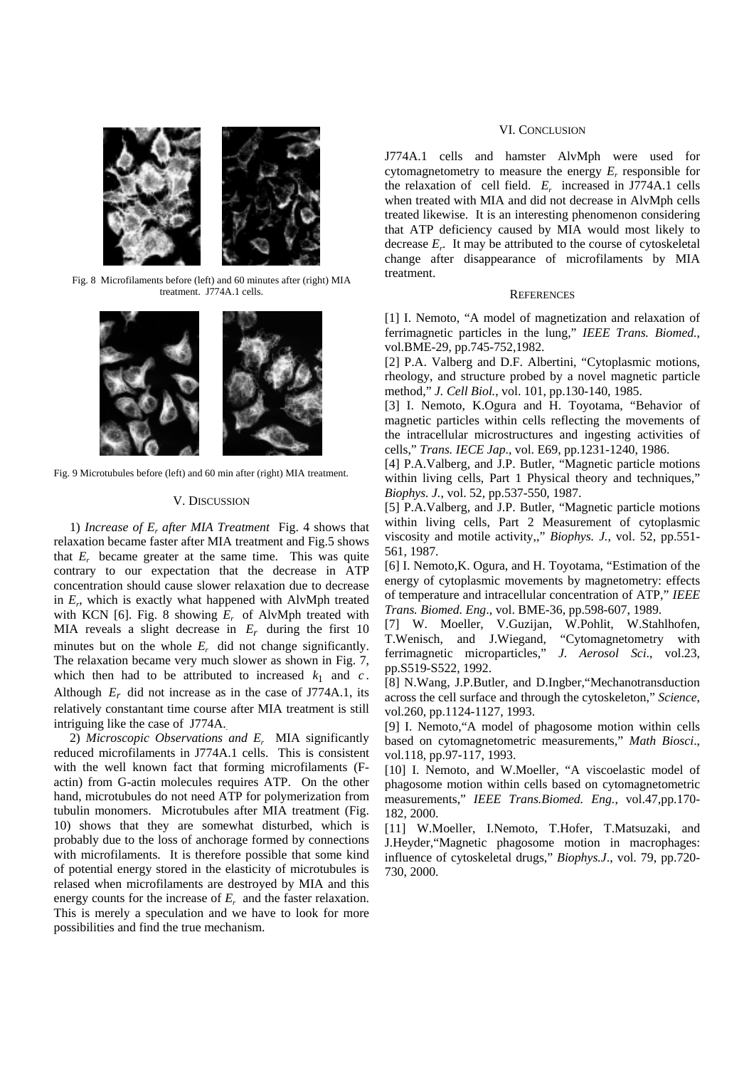Fig. 8 Microfilaments before (left) and 60 minutes after (right) MIA treatment. J774A.1 cells.

Fig. 9 Microtubules before (left) and 60 min after (right) MIA treatment.

## V. Discussion

1) *Increase of $E_r$ after MIA Treatment* Fig. 4 shows that relaxation became faster after MIA treatment and Fig.5 shows that $E_r$ became greater at the same time. This was quite contrary to our expectation that the decrease in ATP concentration should cause slower relaxation due to decrease in $E_r$, which is exactly what happened with AlvMph treated with KCN [6]. Fig. 8 showing $E_r$ of AlvMph treated with MIA reveals a slight decrease in $E_r$ during the first 10 minutes but on the whole $E_r$ did not change significantly. The relaxation became very much slower as shown in Fig. 7, which then had to be attributed to increased $k_1$ and $c$. Although $E_r$ did not increase as in the case of J774A.1, its relatively constantant time course after MIA treatment is still intriguing like the case of J774A..

2) *Microscopic Observations and $E_r$* MIA significantly reduced microfilaments in J774A.1 cells. This is consistent with the well known fact that forming microfilaments (F-actin) from G-actin molecules requires ATP. On the other hand, microtubules do not need ATP for polymerization from tubulin monomers. Microtubules after MIA treatment (Fig. 10) shows that they are somewhat disturbed, which is probably due to the loss of anchorage formed by connections with microfilaments. It is therefore possible that some kind of potential energy stored in the elasticity of microtubules is relased when microfilaments are destroyed by MIA and this energy counts for the increase of $E_r$ and the faster relaxation. This is merely a speculation and we have to look for more possibilities and find the true mechanism.

## VI. Conclusion

J774A.1 cells and hamster AlvMph were used for cytomagnetometry to measure the energy $E_r$ responsible for the relaxation of cell field. $E_r$ increased in J774A.1 cells when treated with MIA and did not decrease in AlvMph cells treated likewise. It is an interesting phenomenon considering that ATP deficiency caused by MIA would most likely to decrease $E_r$. It may be attributed to the course of cytoskeletal change after disappearance of microfilaments by MIA treatment.

## References

[1] I. Nemoto, "A model of magnetization and relaxation of ferrimagnetic particles in the lung," *IEEE Trans. Biomed.*, vol.BME-29, pp.745-752,1982.

[2] P.A. Valberg and D.F. Albertini, "Cytoplasmic motions, rheology, and structure probed by a novel magnetic particle method," *J. Cell Biol.*, vol. 101, pp.130-140, 1985.

[3] I. Nemoto, K.Ogura and H. Toyotama, "Behavior of magnetic particles within cells reflecting the movements of the intracellular microstructures and ingesting activities of cells," *Trans. IECE Jap*., vol. E69, pp.1231-1240, 1986.

[4] P.A.Valberg, and J.P. Butler, "Magnetic particle motions within living cells, Part 1 Physical theory and techniques," *Biophys. J.*, vol. 52, pp.537-550, 1987.

[5] P.A.Valberg, and J.P. Butler, "Magnetic particle motions within living cells, Part 2 Measurement of cytoplasmic viscosity and motile activity,," *Biophys. J.*, vol. 52, pp.551-561, 1987.

[6] I. Nemoto,K. Ogura, and H. Toyotama, "Estimation of the energy of cytoplasmic movements by magnetometry: effects of temperature and intracellular concentration of ATP," *IEEE Trans. Biomed. Eng*., vol. BME-36, pp.598-607, 1989.

[7] W. Moeller, V.Guzijan, W.Pohlit, W.Stahlhofen, T.Wenisch, and J.Wiegand, "Cytomagnetometry with ferrimagnetic microparticles," *J. Aerosol Sci*., vol.23, pp.S519-S522, 1992.

[8] N.Wang, J.P.Butler, and D.Ingber,"Mechanotransduction across the cell surface and through the cytoskeleton," *Science*, vol.260, pp.1124-1127, 1993.

[9] I. Nemoto,"A model of phagosome motion within cells based on cytomagnetometric measurements," *Math Biosci*., vol.118, pp.97-117, 1993.

[10] I. Nemoto, and W.Moeller, "A viscoelastic model of phagosome motion within cells based on cytomagnetometric measurements," *IEEE Trans.Biomed. Eng.*, vol.47,pp.170-182, 2000.

[11] W.Moeller, I.Nemoto, T.Hofer, T.Matsuzaki, and J.Heyder,"Magnetic phagosome motion in macrophages: influence of cytoskeletal drugs," *Biophys.J*., vol. 79, pp.720-730, 2000.